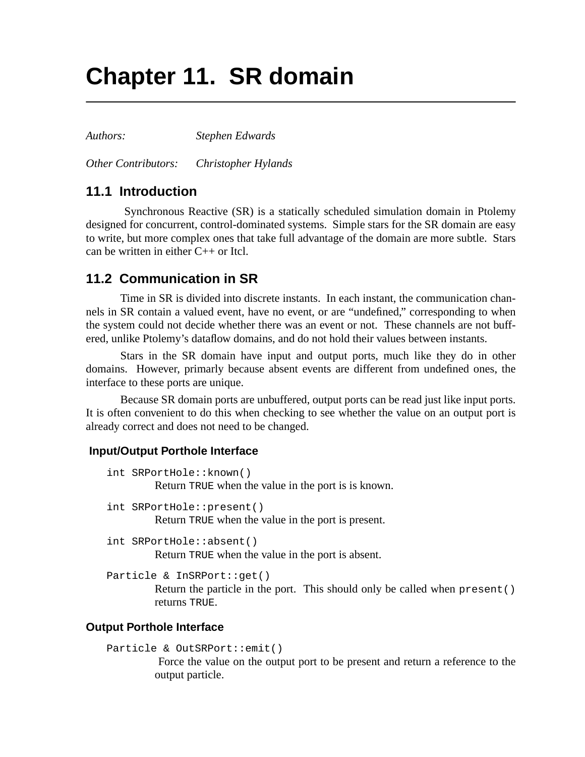# Chapter 11. SR domain

*Authors:* *Stephen Edwards*

*Other Contributors:* *Christopher Hylands*

## 11.1 Introduction

Synchronous Reactive (SR) is a statically scheduled simulation domain in Ptolemy designed for concurrent, control-dominated systems. Simple stars for the SR domain are easy to write, but more complex ones that take full advantage of the domain are more subtle. Stars can be written in either C++ or Itcl.

## 11.2 Communication in SR

Time in SR is divided into discrete instants. In each instant, the communication channels in SR contain a valued event, have no event, or are "undefined," corresponding to when the system could not decide whether there was an event or not. These channels are not buffered, unlike Ptolemy's dataflow domains, and do not hold their values between instants.

Stars in the SR domain have input and output ports, much like they do in other domains. However, primarily because absent events are different from undefined ones, the interface to these ports are unique.

Because SR domain ports are unbuffered, output ports can be read just like input ports. It is often convenient to do this when checking to see whether the value on an output port is already correct and does not need to be changed.

### Input/Output Porthole Interface

`int SRPortHole::known()`
: Return `TRUE` when the value in the port is is known.

`int SRPortHole::present()`
: Return `TRUE` when the value in the port is present.

`int SRPortHole::absent()`
: Return `TRUE` when the value in the port is absent.

`Particle & InSRPort::get()`
: Return the particle in the port. This should only be called when `present()` returns `TRUE`.

### Output Porthole Interface

`Particle & OutSRPort::emit()`
: Force the value on the output port to be present and return a reference to the output particle.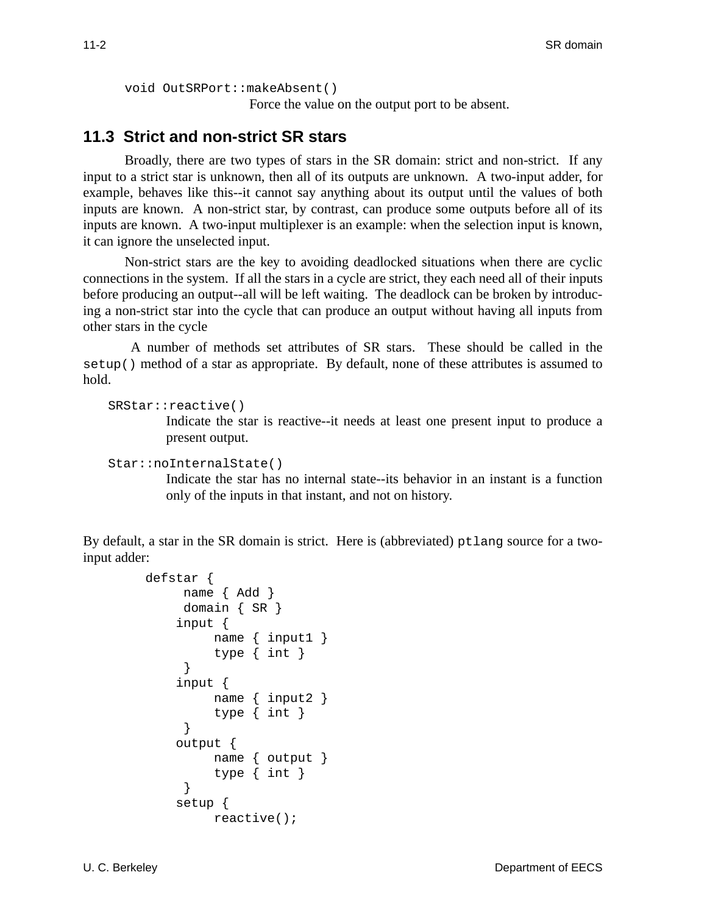```
void OutSRPort::makeAbsent()
```

Force the value on the output port to be absent.

## 11.3 Strict and non-strict SR stars

Broadly, there are two types of stars in the SR domain: strict and non-strict. If any input to a strict star is unknown, then all of its outputs are unknown. A two-input adder, for example, behaves like this--it cannot say anything about its output until the values of both inputs are known. A non-strict star, by contrast, can produce some outputs before all of its inputs are known. A two-input multiplexer is an example: when the selection input is known, it can ignore the unselected input.

Non-strict stars are the key to avoiding deadlocked situations when there are cyclic connections in the system. If all the stars in a cycle are strict, they each need all of their inputs before producing an output--all will be left waiting. The deadlock can be broken by introducing a non-strict star into the cycle that can produce an output without having all inputs from other stars in the cycle

A number of methods set attributes of SR stars. These should be called in the `setup()` method of a star as appropriate. By default, none of these attributes is assumed to hold.

```
SRStar::reactive()
```

Indicate the star is reactive--it needs at least one present input to produce a present output.

```
Star::noInternalState()
```

Indicate the star has no internal state--its behavior in an instant is a function only of the inputs in that instant, and not on history.

By default, a star in the SR domain is strict. Here is (abbreviated) `ptlang` source for a two-input adder:

```
defstar {
     name { Add }
     domain { SR }
    input {
         name { input1 }
         type { int }
     }
    input {
         name { input2 }
         type { int }
     }
    output {
         name { output }
         type { int }
     }
    setup {
         reactive();
```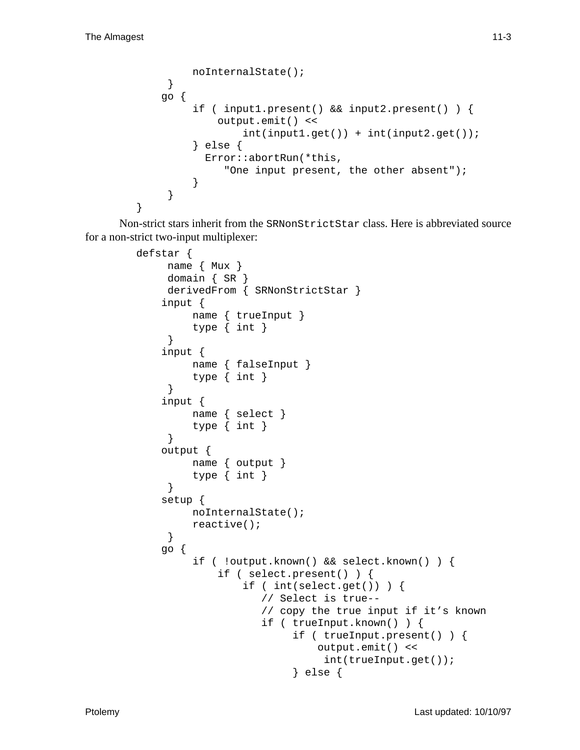```
            noInternalState();
        }
        go {
            if ( input1.present() && input2.present() ) {
                output.emit() <<
                    int(input1.get()) + int(input2.get());
            } else {
              Error::abortRun(*this,
                 "One input present, the other absent");
            }
        }
    }
```

Non-strict stars inherit from the `SRNonStrictStar` class. Here is abbreviated source for a non-strict two-input multiplexer:

```
    defstar {
         name { Mux }
         domain { SR }
         derivedFrom { SRNonStrictStar }
        input {
             name { trueInput }
             type { int }
         }
        input {
             name { falseInput }
             type { int }
         }
        input {
             name { select }
             type { int }
         }
        output {
             name { output }
             type { int }
         }
        setup {
             noInternalState();
             reactive();
         }
        go {
             if ( !output.known() && select.known() ) {
                 if ( select.present() ) {
                     if ( int(select.get()) ) {
                        // Select is true--
                        // copy the true input if it's known
                        if ( trueInput.known() ) {
                             if ( trueInput.present() ) {
                                 output.emit() <<
                                  int(trueInput.get());
                             } else {
```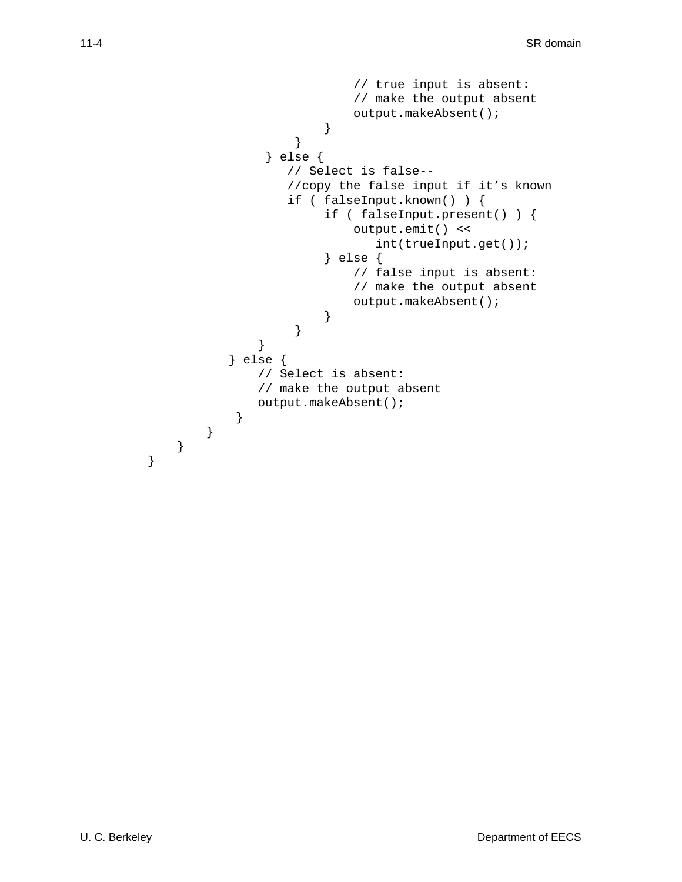```
                        // true input is absent:
                        // make the output absent
                        output.makeAbsent();
                    }
                }
            } else {
                // Select is false--
                //copy the false input if it’s known
                if ( falseInput.known() ) {
                    if ( falseInput.present() ) {
                        output.emit() <<
                           int(trueInput.get());
                    } else {
                        // false input is absent:
                        // make the output absent
                        output.makeAbsent();
                    }
                }
            }
        } else {
            // Select is absent:
            // make the output absent
            output.makeAbsent();
        }
    }
  }
}
```